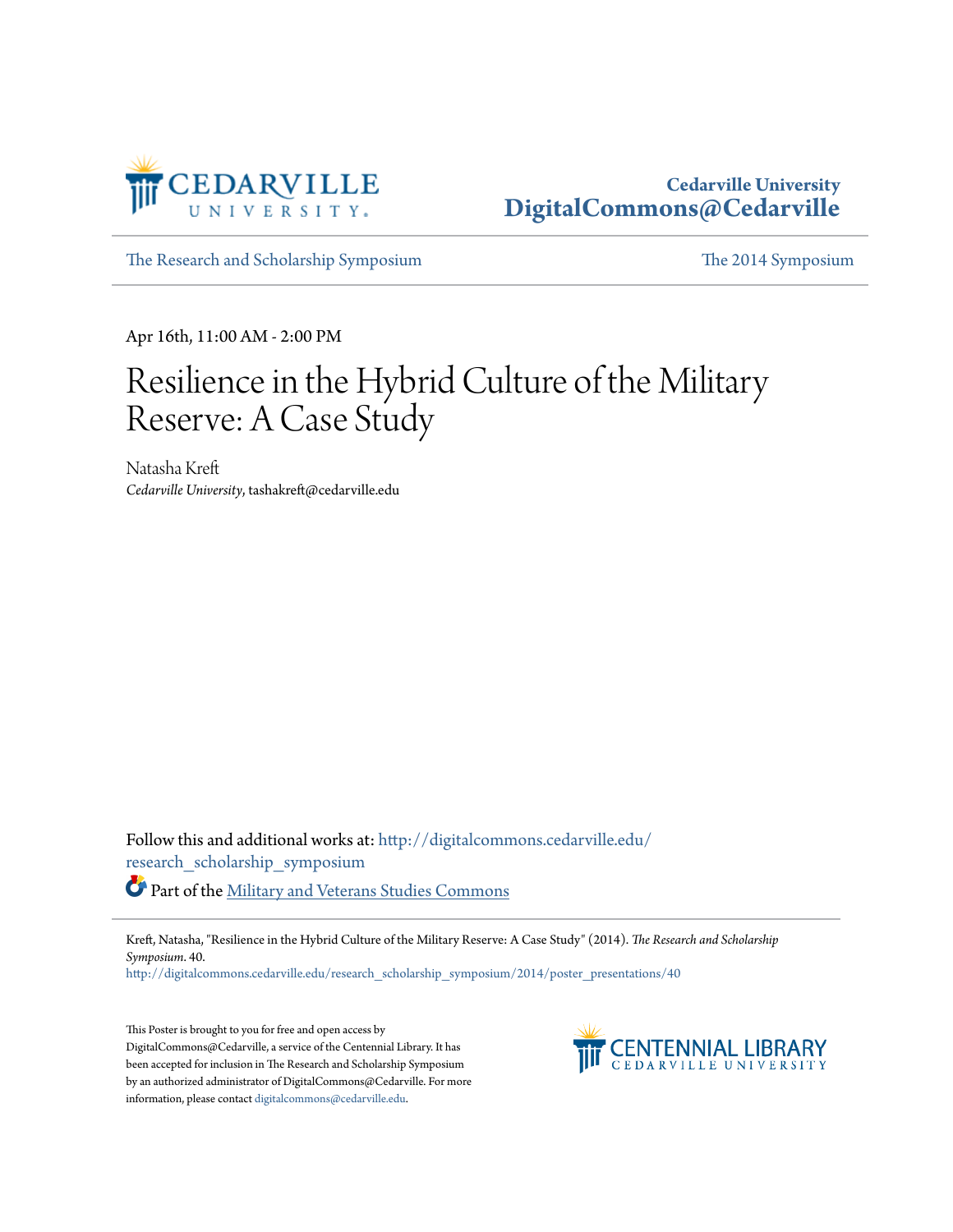Cedarville University
DigitalCommons@Cedarville

The Research and Scholarship Symposium | The 2014 Symposium

Apr 16th, 11:00 AM - 2:00 PM

# Resilience in the Hybrid Culture of the Military Reserve: A Case Study

Natasha Kreft
*Cedarville University*, tashakreft@cedarville.edu

Follow this and additional works at: http://digitalcommons.cedarville.edu/research_scholarship_symposium

Part of the Military and Veterans Studies Commons

Kreft, Natasha, "Resilience in the Hybrid Culture of the Military Reserve: A Case Study" (2014). *The Research and Scholarship Symposium*. 40.
http://digitalcommons.cedarville.edu/research_scholarship_symposium/2014/poster_presentations/40

This Poster is brought to you for free and open access by DigitalCommons@Cedarville, a service of the Centennial Library. It has been accepted for inclusion in The Research and Scholarship Symposium by an authorized administrator of DigitalCommons@Cedarville. For more information, please contact digitalcommons@cedarville.edu.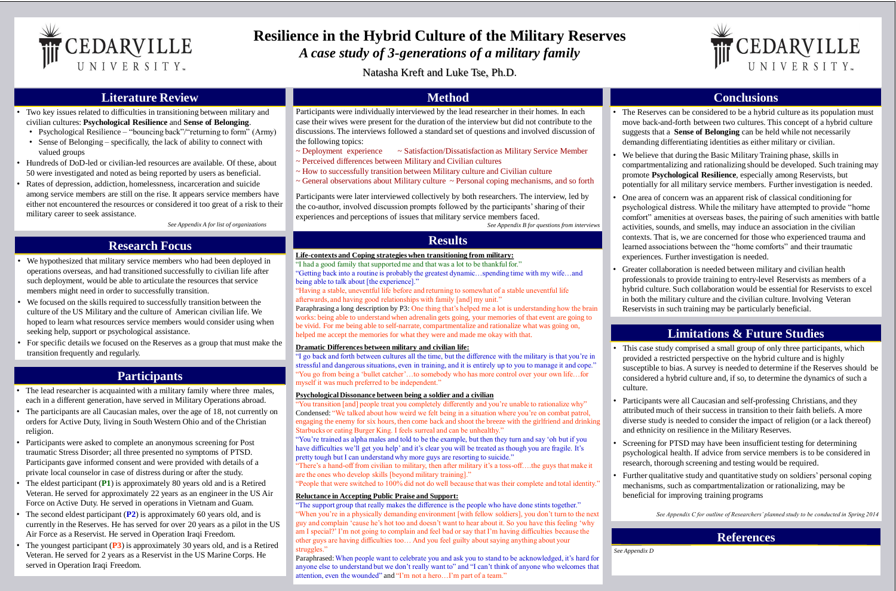# Resilience in the Hybrid Culture of the Military Reserves

*A case study of 3-generations of a military family*

Natasha Kreft and Luke Tse, Ph.D.

## Literature Review

- Two key issues related to difficulties in transitioning between military and civilian cultures: **Psychological Resilience** and **Sense of Belonging**.
  - Psychological Resilience – "bouncing back"/"returning to form" (Army)
  - Sense of Belonging – specifically, the lack of ability to connect with valued groups
- Hundreds of DoD-led or civilian-led resources are available. Of these, about 50 were investigated and noted as being reporting by users as beneficial.
- Rates of depression, addiction, homelessness, incarceration and suicide among service members are still on the rise. It appears service members have either not encountered the resources or considered it too great of a risk to their military career to seek assistance.

*See Appendix A for list of organizations*

## Research Focus

- We hypothesized that military service members who had been deployed in operations overseas, and had transitioned successfully to civilian life after such deployment, would be able to articulate the resources that service members might need in order to successfully transition.
- We focused on the skills required to successfully transition between the culture of the US Military and the culture of American civilian life. We hoped to learn what resources service members would consider using when seeking help, support or psychological assistance.
- For specific details we focused on the Reserves as a group that must make the transition frequently and regularly.

## Participants

- The lead researcher is acquainted with a military family where three males, each in a different generation, have served in Military Operations abroad.
- The participants are all Caucasian males, over the age of 18, not currently on orders for Active Duty, living in South Western Ohio and of the Christian religion.
- Participants were asked to complete an anonymous screening for Post traumatic Stress Disorder; all three presented no symptoms of PTSD. Participants gave informed consent and were provided with details of a private local counselor in case of distress during or after the study.
- The eldest participant (**P1**) is approximately 80 years old and is a Retired Veteran. He served for approximately 22 years as an engineer in the US Air Force on Active Duty. He served in operations in Vietnam and Guam.
- The second eldest participant (**P2**) is approximately 60 years old, and is currently in the Reserves. He has served for over 20 years as a pilot in the US Air Force as a Reservist. He served in Operation Iraqi Freedom.
- The youngest participant (**P3**) is approximately 30 years old, and is a Retired Veteran. He served for 2 years as a Reservist in the US Marine Corps. He served in Operation Iraqi Freedom.

## Method

Participants were individually interviewed by the lead researcher in their homes. In each case their wives were present for the duration of the interview but did not contribute to the discussions. The interviews followed a standard set of questions and involved discussion of the following topics:

~ Deployment experience ~ Satisfaction/Dissatisfaction as Military Service Member
~ Perceived differences between Military and Civilian cultures
~ How to successfully transition between Military culture and Civilian culture
~ General observations about Military culture ~ Personal coping mechanisms, and so forth

Participants were later interviewed collectively by both researchers. The interview, led by the co-author, involved discussion prompts followed by the participants' sharing of their experiences and perceptions of issues that military service members faced.

*See Appendix B for questions from interviews*

## Results

**Life-contexts and Coping strategies when transitioning from military:**

"I had a good family that supported me and that was a lot to be thankful for."

"Getting back into a routine is probably the greatest dynamic…spending time with my wife…and being able to talk about [the experience]."

"Having a stable, uneventful life before and returning to somewhat of a stable uneventful life afterwards, and having good relationships with family [and] my unit."

Paraphrasing a long description by P3: One thing that's helped me a lot is understanding how the brain works: being able to understand when adrenalin gets going, your memories of that event are going to be vivid. For me being able to self-narrate, compartmentalize and rationalize what was going on, helped me accept the memories for what they were and made me okay with that.

**Dramatic Differences between military and civilian life:**

"I go back and forth between cultures all the time, but the difference with the military is that you're in stressful and dangerous situations, even in training, and it is entirely up to you to manage it and cope."

"You go from being a 'bullet catcher'…to somebody who has more control over your own life…for myself it was much preferred to be independent."

**Psychological Dissonance between being a soldier and a civilian**

"You transition [and] people treat you completely differently and you're unable to rationalize why"

Condensed: "We talked about how weird we felt being in a situation where you're on combat patrol, engaging the enemy for six hours, then come back and shoot the breeze with the girlfriend and drinking Starbucks or eating Burger King. I feels surreal and can be unhealthy."

"You're trained as alpha males and told to be the example, but then they turn and say 'oh but if you have difficulties we'll get you help' and it's clear you will be treated as though you are fragile. It's pretty tough but I can understand why more guys are resorting to suicide."

"There's a hand-off from civilian to military, then after military it's a toss-off….the guys that make it are the ones who develop skills [beyond military training]."

"People that were switched to 100% did not do well because that was their complete and total identity."

**Reluctance in Accepting Public Praise and Support:**

"The support group that really makes the difference is the people who have done stints together."

"When you're in a physically demanding environment [with fellow soldiers], you don't turn to the next guy and complain 'cause he's hot too and doesn't want to hear about it. So you have this feeling 'why am I special?' I'm not going to complain and feel bad or say that I'm having difficulties because the other guys are having difficulties too… And you feel guilty about saying anything about your struggles."

Paraphrased: When people want to celebrate you and ask you to stand to be acknowledged, it's hard for anyone else to understand but we don't really want to" and "I can't think of anyone who welcomes that attention, even the wounded" and "I'm not a hero…I'm part of a team."

## Conclusions

- The Reserves can be considered to be a hybrid culture as its population must move back-and-forth between two cultures. This concept of a hybrid culture suggests that a **Sense of Belonging** can be held while not necessarily demanding differentiating identities as either military or civilian.
- We believe that during the Basic Military Training phase, skills in compartmentalizing and rationalizing should be developed. Such training may promote **Psychological Resilience**, especially among Reservists, but potentially for all military service members. Further investigation is needed.
- One area of concern was an apparent risk of classical conditioning for psychological distress. While the military have attempted to provide "home comfort" amenities at overseas bases, the pairing of such amenities with battle activities, sounds, and smells, may induce an association in the civilian contexts. That is, we are concerned for those who experienced trauma and learned associations between the "home comforts" and their traumatic experiences. Further investigation is needed.
- Greater collaboration is needed between military and civilian health professionals to provide training to entry-level Reservists as members of a hybrid culture. Such collaboration would be essential for Reservists to excel in both the military culture and the civilian culture. Involving Veteran Reservists in such training may be particularly beneficial.

## Limitations & Future Studies

- This case study comprised a small group of only three participants, which provided a restricted perspective on the hybrid culture and is highly susceptible to bias. A survey is needed to determine if the Reserves should be considered a hybrid culture and, if so, to determine the dynamics of such a culture.
- Participants were all Caucasian and self-professing Christians, and they attributed much of their success in transition to their faith beliefs. A more diverse study is needed to consider the impact of religion (or a lack thereof) and ethnicity on resilience in the Military Reserves.
- Screening for PTSD may have been insufficient testing for determining psychological health. If advice from service members is to be considered in research, thorough screening and testing would be required.
- Further qualitative study and quantitative study on soldiers' personal coping mechanisms, such as compartmentalization or rationalizing, may be beneficial for improving training programs

*See Appendix C for outline of Researchers' planned study to be conducted in Spring 2014*

## References

*See Appendix D*